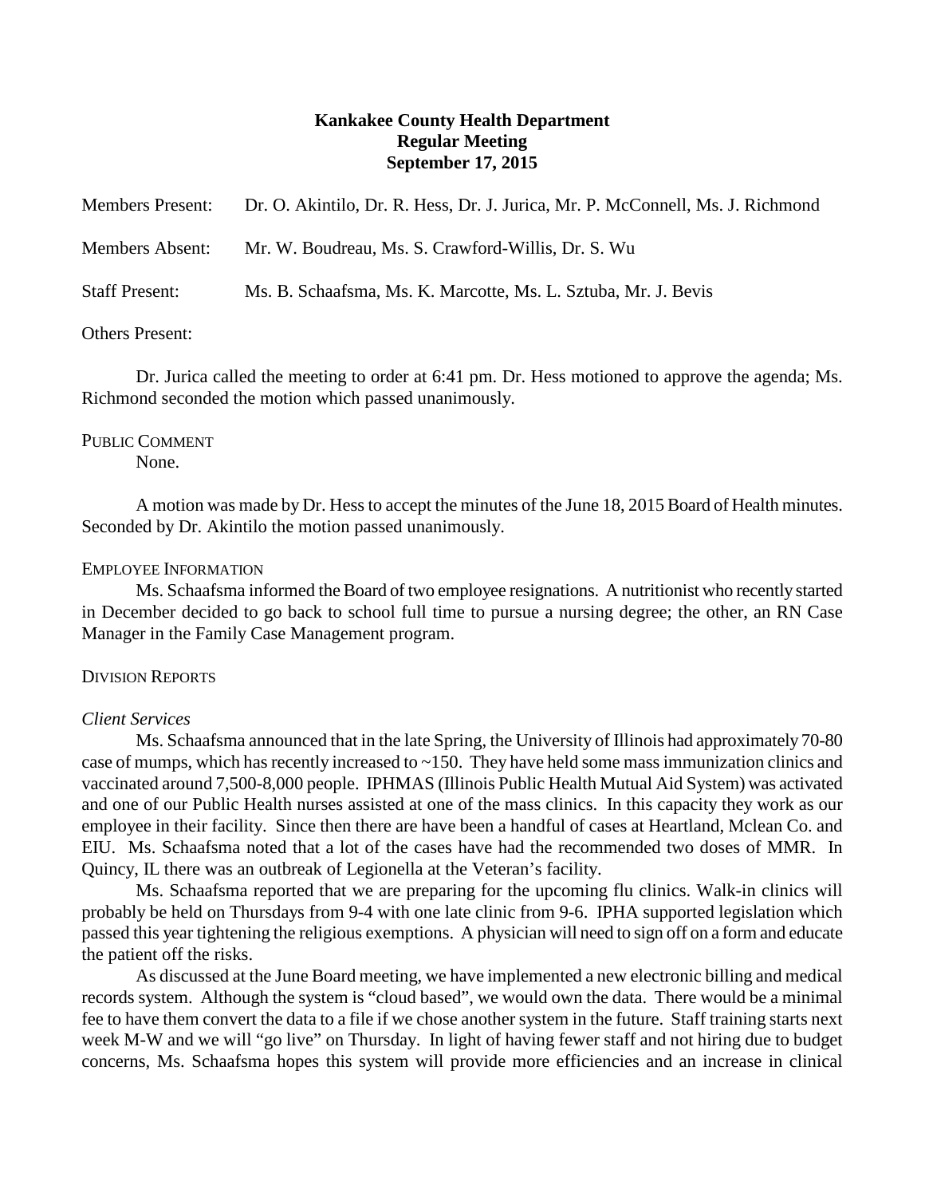# Kankakee County Health Department
## Regular Meeting
## September 17, 2015

Members Present: Dr. O. Akintilo, Dr. R. Hess, Dr. J. Jurica, Mr. P. McConnell, Ms. J. Richmond

Members Absent: Mr. W. Boudreau, Ms. S. Crawford-Willis, Dr. S. Wu

Staff Present: Ms. B. Schaafsma, Ms. K. Marcotte, Ms. L. Sztuba, Mr. J. Bevis

Others Present:

Dr. Jurica called the meeting to order at 6:41 pm. Dr. Hess motioned to approve the agenda; Ms. Richmond seconded the motion which passed unanimously.

PUBLIC COMMENT

None.

A motion was made by Dr. Hess to accept the minutes of the June 18, 2015 Board of Health minutes. Seconded by Dr. Akintilo the motion passed unanimously.

EMPLOYEE INFORMATION

Ms. Schaafsma informed the Board of two employee resignations. A nutritionist who recently started in December decided to go back to school full time to pursue a nursing degree; the other, an RN Case Manager in the Family Case Management program.

DIVISION REPORTS

*Client Services*

Ms. Schaafsma announced that in the late Spring, the University of Illinois had approximately 70-80 case of mumps, which has recently increased to ~150. They have held some mass immunization clinics and vaccinated around 7,500-8,000 people. IPHMAS (Illinois Public Health Mutual Aid System) was activated and one of our Public Health nurses assisted at one of the mass clinics. In this capacity they work as our employee in their facility. Since then there are have been a handful of cases at Heartland, Mclean Co. and EIU. Ms. Schaafsma noted that a lot of the cases have had the recommended two doses of MMR. In Quincy, IL there was an outbreak of Legionella at the Veteran's facility.

Ms. Schaafsma reported that we are preparing for the upcoming flu clinics. Walk-in clinics will probably be held on Thursdays from 9-4 with one late clinic from 9-6. IPHA supported legislation which passed this year tightening the religious exemptions. A physician will need to sign off on a form and educate the patient off the risks.

As discussed at the June Board meeting, we have implemented a new electronic billing and medical records system. Although the system is "cloud based", we would own the data. There would be a minimal fee to have them convert the data to a file if we chose another system in the future. Staff training starts next week M-W and we will "go live" on Thursday. In light of having fewer staff and not hiring due to budget concerns, Ms. Schaafsma hopes this system will provide more efficiencies and an increase in clinical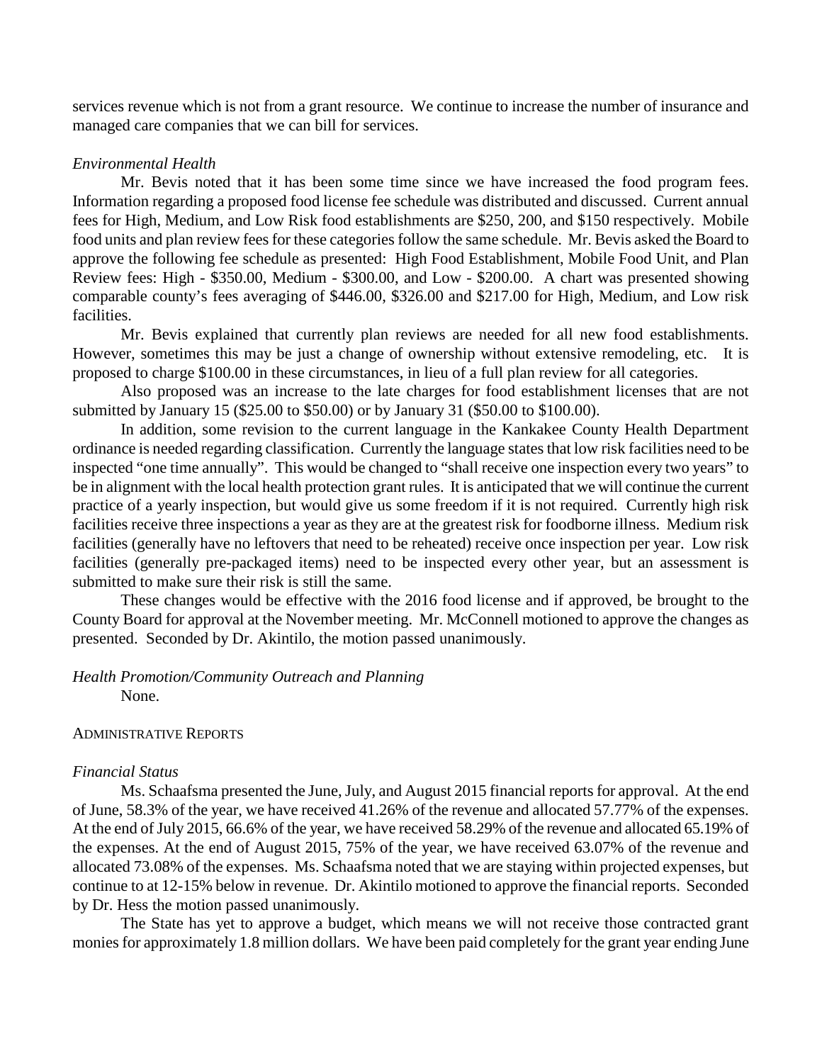services revenue which is not from a grant resource. We continue to increase the number of insurance and managed care companies that we can bill for services.

*Environmental Health*

Mr. Bevis noted that it has been some time since we have increased the food program fees. Information regarding a proposed food license fee schedule was distributed and discussed. Current annual fees for High, Medium, and Low Risk food establishments are $250, 200, and $150 respectively. Mobile food units and plan review fees for these categories follow the same schedule. Mr. Bevis asked the Board to approve the following fee schedule as presented: High Food Establishment, Mobile Food Unit, and Plan Review fees: High - $350.00, Medium - $300.00, and Low - $200.00. A chart was presented showing comparable county's fees averaging of $446.00, $326.00 and $217.00 for High, Medium, and Low risk facilities.

Mr. Bevis explained that currently plan reviews are needed for all new food establishments. However, sometimes this may be just a change of ownership without extensive remodeling, etc. It is proposed to charge $100.00 in these circumstances, in lieu of a full plan review for all categories.

Also proposed was an increase to the late charges for food establishment licenses that are not submitted by January 15 ($25.00 to $50.00) or by January 31 ($50.00 to $100.00).

In addition, some revision to the current language in the Kankakee County Health Department ordinance is needed regarding classification. Currently the language states that low risk facilities need to be inspected "one time annually". This would be changed to "shall receive one inspection every two years" to be in alignment with the local health protection grant rules. It is anticipated that we will continue the current practice of a yearly inspection, but would give us some freedom if it is not required. Currently high risk facilities receive three inspections a year as they are at the greatest risk for foodborne illness. Medium risk facilities (generally have no leftovers that need to be reheated) receive once inspection per year. Low risk facilities (generally pre-packaged items) need to be inspected every other year, but an assessment is submitted to make sure their risk is still the same.

These changes would be effective with the 2016 food license and if approved, be brought to the County Board for approval at the November meeting. Mr. McConnell motioned to approve the changes as presented. Seconded by Dr. Akintilo, the motion passed unanimously.

*Health Promotion/Community Outreach and Planning*

None.

ADMINISTRATIVE REPORTS

*Financial Status*

Ms. Schaafsma presented the June, July, and August 2015 financial reports for approval. At the end of June, 58.3% of the year, we have received 41.26% of the revenue and allocated 57.77% of the expenses. At the end of July 2015, 66.6% of the year, we have received 58.29% of the revenue and allocated 65.19% of the expenses. At the end of August 2015, 75% of the year, we have received 63.07% of the revenue and allocated 73.08% of the expenses. Ms. Schaafsma noted that we are staying within projected expenses, but continue to at 12-15% below in revenue. Dr. Akintilo motioned to approve the financial reports. Seconded by Dr. Hess the motion passed unanimously.

The State has yet to approve a budget, which means we will not receive those contracted grant monies for approximately 1.8 million dollars. We have been paid completely for the grant year ending June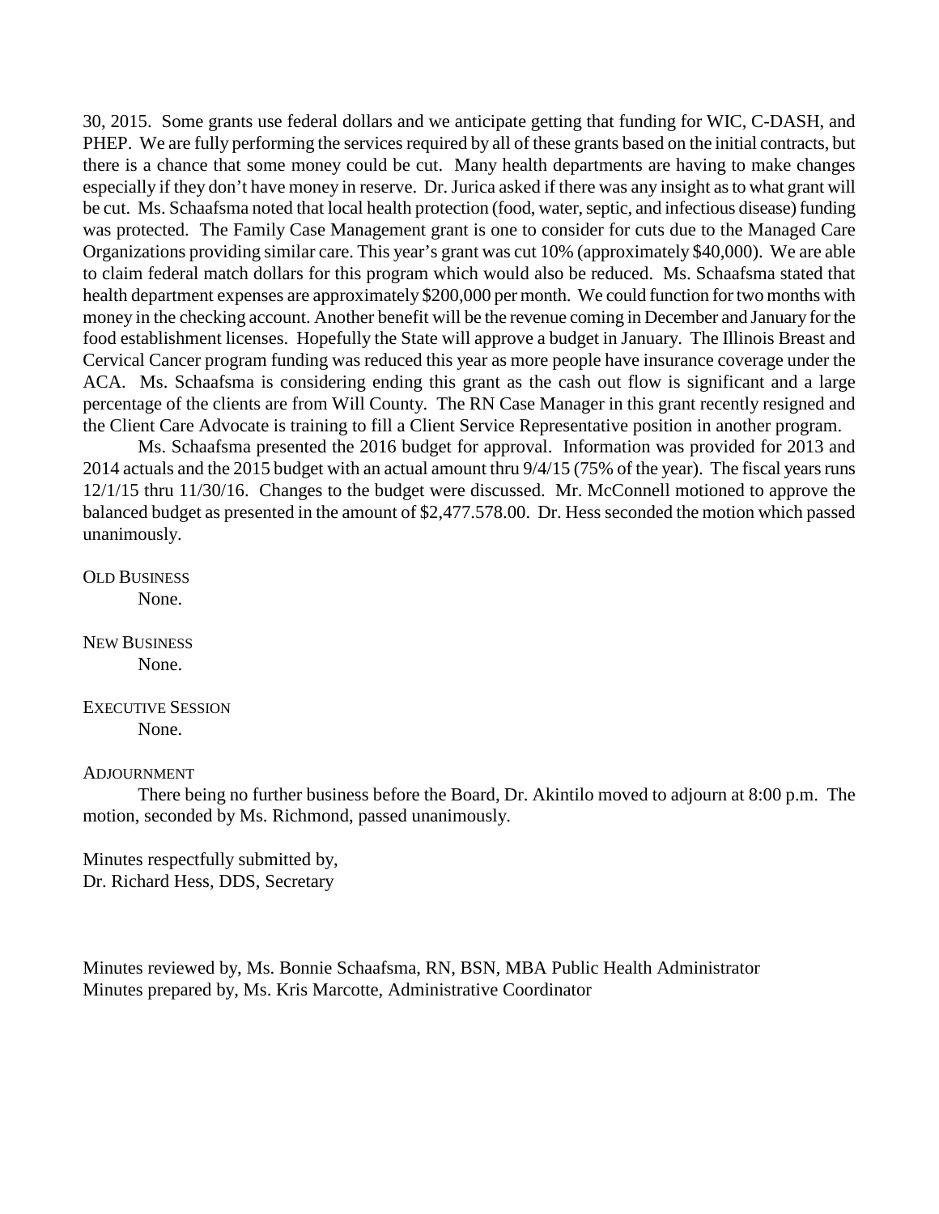30, 2015. Some grants use federal dollars and we anticipate getting that funding for WIC, C-DASH, and PHEP. We are fully performing the services required by all of these grants based on the initial contracts, but there is a chance that some money could be cut. Many health departments are having to make changes especially if they don't have money in reserve. Dr. Jurica asked if there was any insight as to what grant will be cut. Ms. Schaafsma noted that local health protection (food, water, septic, and infectious disease) funding was protected. The Family Case Management grant is one to consider for cuts due to the Managed Care Organizations providing similar care. This year's grant was cut 10% (approximately $40,000). We are able to claim federal match dollars for this program which would also be reduced. Ms. Schaafsma stated that health department expenses are approximately $200,000 per month. We could function for two months with money in the checking account. Another benefit will be the revenue coming in December and January for the food establishment licenses. Hopefully the State will approve a budget in January. The Illinois Breast and Cervical Cancer program funding was reduced this year as more people have insurance coverage under the ACA. Ms. Schaafsma is considering ending this grant as the cash out flow is significant and a large percentage of the clients are from Will County. The RN Case Manager in this grant recently resigned and the Client Care Advocate is training to fill a Client Service Representative position in another program.

Ms. Schaafsma presented the 2016 budget for approval. Information was provided for 2013 and 2014 actuals and the 2015 budget with an actual amount thru 9/4/15 (75% of the year). The fiscal years runs 12/1/15 thru 11/30/16. Changes to the budget were discussed. Mr. McConnell motioned to approve the balanced budget as presented in the amount of $2,477.578.00. Dr. Hess seconded the motion which passed unanimously.

OLD BUSINESS

None.

NEW BUSINESS

None.

EXECUTIVE SESSION

None.

ADJOURNMENT

There being no further business before the Board, Dr. Akintilo moved to adjourn at 8:00 p.m. The motion, seconded by Ms. Richmond, passed unanimously.

Minutes respectfully submitted by,
Dr. Richard Hess, DDS, Secretary

Minutes reviewed by, Ms. Bonnie Schaafsma, RN, BSN, MBA Public Health Administrator
Minutes prepared by, Ms. Kris Marcotte, Administrative Coordinator